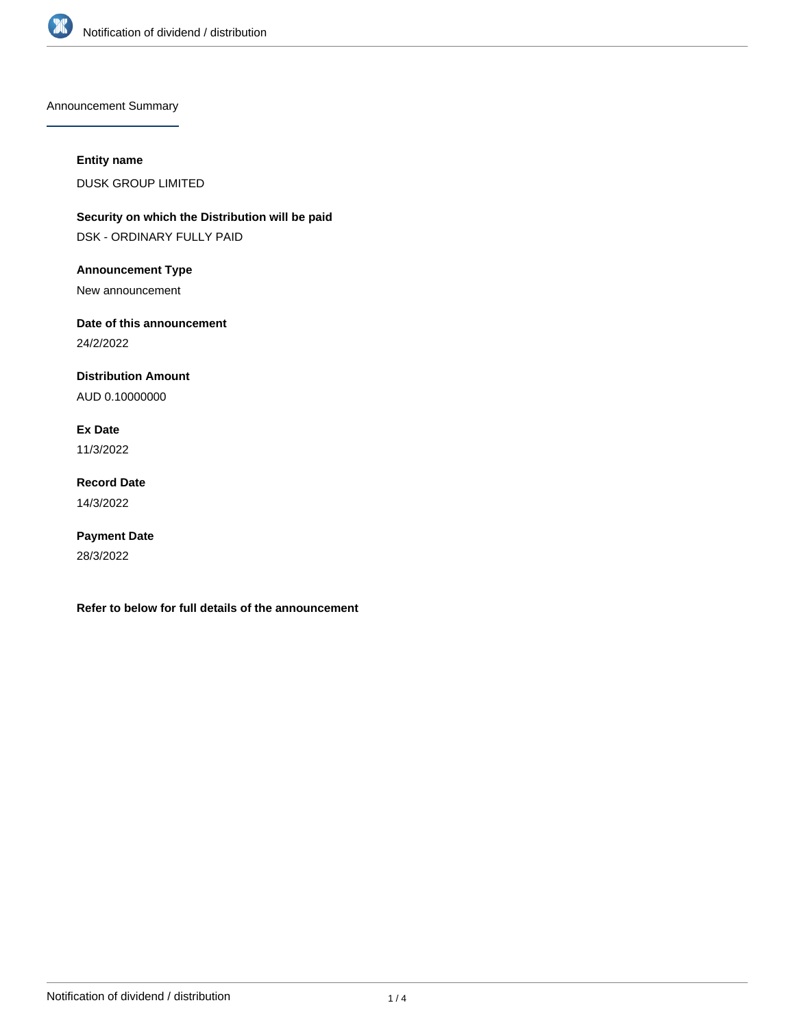## Announcement Summary

**Entity name**

DUSK GROUP LIMITED

**Security on which the Distribution will be paid**

DSK - ORDINARY FULLY PAID

**Announcement Type**

New announcement

**Date of this announcement**

24/2/2022

**Distribution Amount**

AUD 0.10000000

**Ex Date**

11/3/2022

**Record Date**

14/3/2022

**Payment Date**

28/3/2022

**Refer to below for full details of the announcement**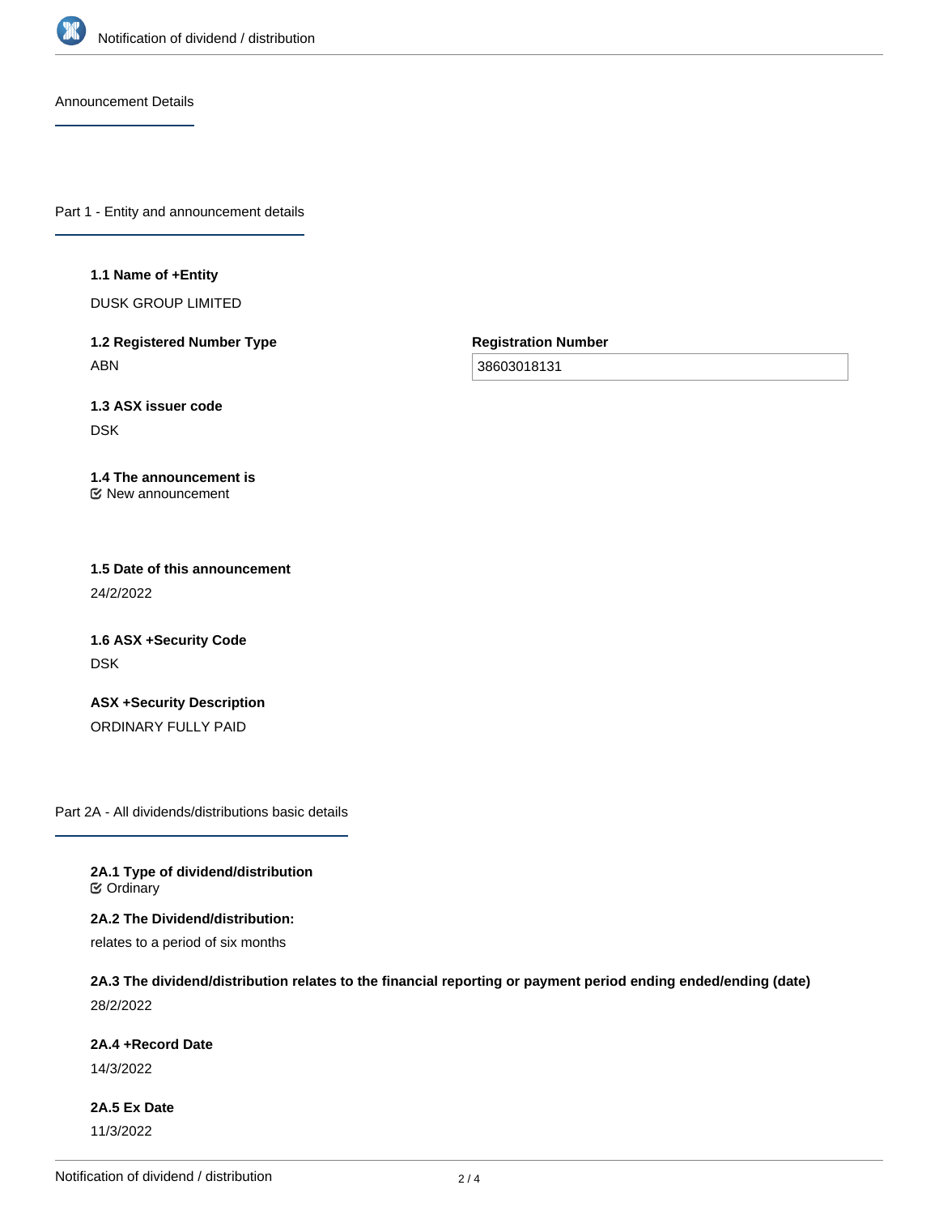Announcement Details

## Part 1 - Entity and announcement details

**1.1 Name of +Entity**

DUSK GROUP LIMITED

**1.2 Registered Number Type**

ABN

**Registration Number**

38603018131

**1.3 ASX issuer code**

DSK

**1.4 The announcement is**

New announcement

**1.5 Date of this announcement**

24/2/2022

**1.6 ASX +Security Code**

DSK

**ASX +Security Description**

ORDINARY FULLY PAID

## Part 2A - All dividends/distributions basic details

**2A.1 Type of dividend/distribution**

Ordinary

**2A.2 The Dividend/distribution:**

relates to a period of six months

**2A.3 The dividend/distribution relates to the financial reporting or payment period ending ended/ending (date)**

28/2/2022

**2A.4 +Record Date**

14/3/2022

**2A.5 Ex Date**

11/3/2022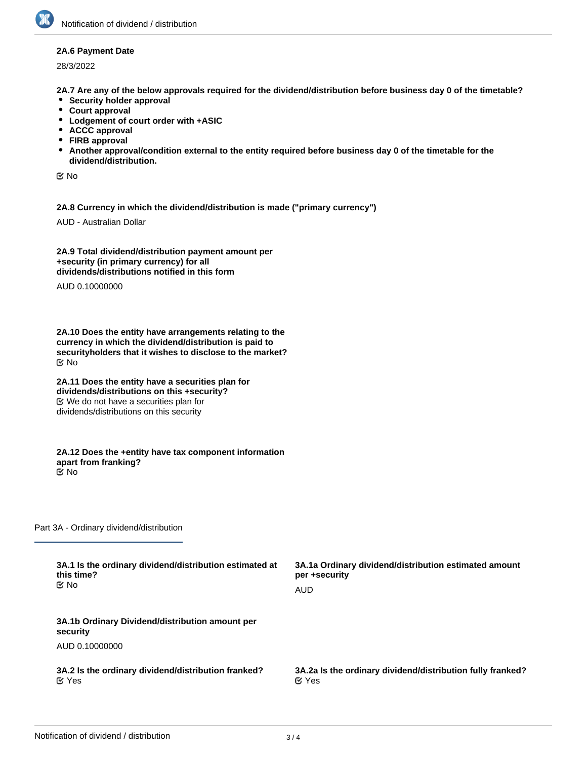**2A.6 Payment Date**

28/3/2022

**2A.7 Are any of the below approvals required for the dividend/distribution before business day 0 of the timetable?**

- **Security holder approval**
- **Court approval**
- **Lodgement of court order with +ASIC**
- **ACCC approval**
- **FIRB approval**
- **Another approval/condition external to the entity required before business day 0 of the timetable for the dividend/distribution.**

☑ No

**2A.8 Currency in which the dividend/distribution is made ("primary currency")**

AUD - Australian Dollar

**2A.9 Total dividend/distribution payment amount per +security (in primary currency) for all dividends/distributions notified in this form**

AUD 0.10000000

**2A.10 Does the entity have arrangements relating to the currency in which the dividend/distribution is paid to securityholders that it wishes to disclose to the market?**

☑ No

**2A.11 Does the entity have a securities plan for dividends/distributions on this +security?**

☑ We do not have a securities plan for dividends/distributions on this security

**2A.12 Does the +entity have tax component information apart from franking?**

☑ No

## Part 3A - Ordinary dividend/distribution

**3A.1 Is the ordinary dividend/distribution estimated at this time?**

☑ No

**3A.1a Ordinary dividend/distribution estimated amount per +security**

AUD

**3A.1b Ordinary Dividend/distribution amount per security**

AUD 0.10000000

**3A.2 Is the ordinary dividend/distribution franked?**

☑ Yes

**3A.2a Is the ordinary dividend/distribution fully franked?**

☑ Yes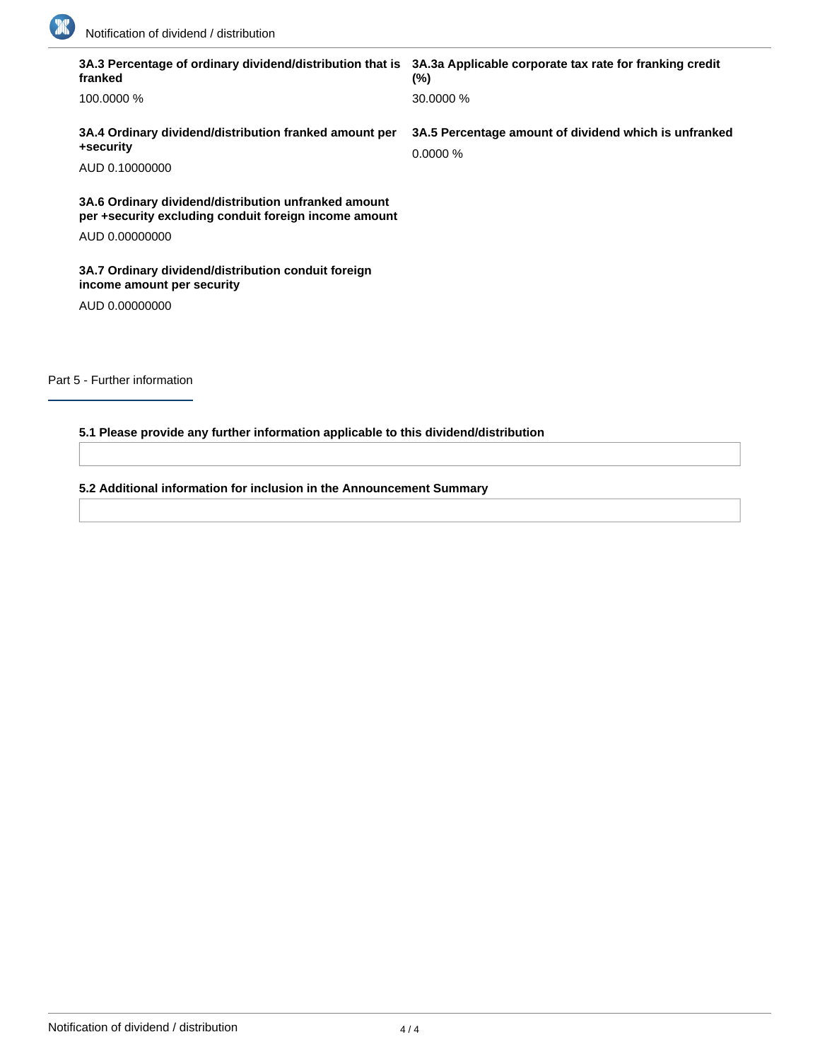**3A.3 Percentage of ordinary dividend/distribution that is franked**

100.0000 %

**3A.3a Applicable corporate tax rate for franking credit (%)**

30.0000 %

**3A.4 Ordinary dividend/distribution franked amount per +security**

AUD 0.10000000

**3A.5 Percentage amount of dividend which is unfranked**

0.0000 %

**3A.6 Ordinary dividend/distribution unfranked amount per +security excluding conduit foreign income amount**

AUD 0.00000000

**3A.7 Ordinary dividend/distribution conduit foreign income amount per security**

AUD 0.00000000

## Part 5 - Further information

**5.1 Please provide any further information applicable to this dividend/distribution**

**5.2 Additional information for inclusion in the Announcement Summary**